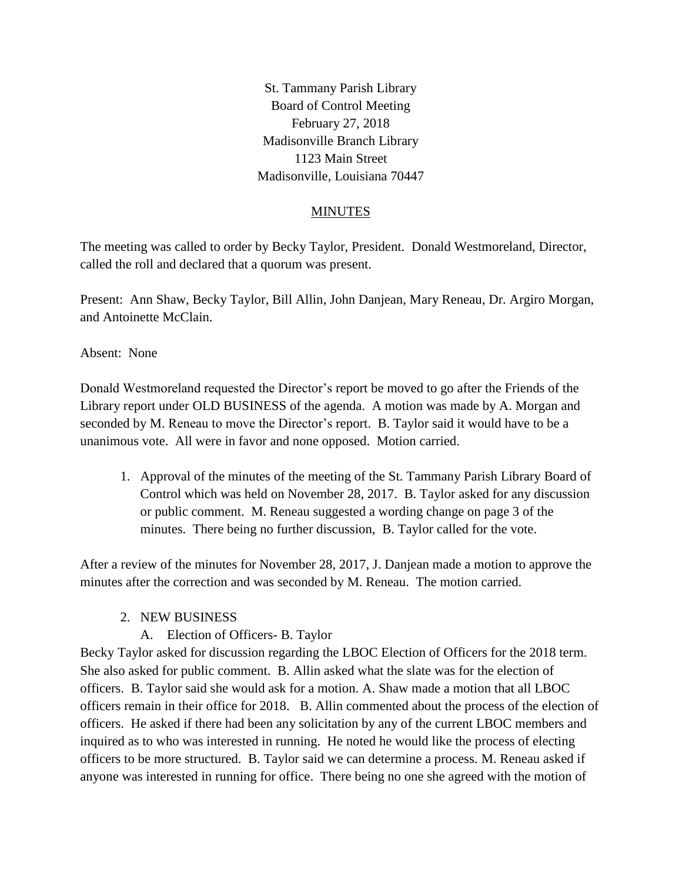St. Tammany Parish Library
Board of Control Meeting
February 27, 2018
Madisonville Branch Library
1123 Main Street
Madisonville, Louisiana 70447

## MINUTES

The meeting was called to order by Becky Taylor, President. Donald Westmoreland, Director, called the roll and declared that a quorum was present.

Present: Ann Shaw, Becky Taylor, Bill Allin, John Danjean, Mary Reneau, Dr. Argiro Morgan, and Antoinette McClain.

Absent: None

Donald Westmoreland requested the Director's report be moved to go after the Friends of the Library report under OLD BUSINESS of the agenda. A motion was made by A. Morgan and seconded by M. Reneau to move the Director's report. B. Taylor said it would have to be a unanimous vote. All were in favor and none opposed. Motion carried.

1. Approval of the minutes of the meeting of the St. Tammany Parish Library Board of Control which was held on November 28, 2017. B. Taylor asked for any discussion or public comment. M. Reneau suggested a wording change on page 3 of the minutes. There being no further discussion, B. Taylor called for the vote.

After a review of the minutes for November 28, 2017, J. Danjean made a motion to approve the minutes after the correction and was seconded by M. Reneau. The motion carried.

2. NEW BUSINESS
   A. Election of Officers- B. Taylor

Becky Taylor asked for discussion regarding the LBOC Election of Officers for the 2018 term. She also asked for public comment. B. Allin asked what the slate was for the election of officers. B. Taylor said she would ask for a motion. A. Shaw made a motion that all LBOC officers remain in their office for 2018. B. Allin commented about the process of the election of officers. He asked if there had been any solicitation by any of the current LBOC members and inquired as to who was interested in running. He noted he would like the process of electing officers to be more structured. B. Taylor said we can determine a process. M. Reneau asked if anyone was interested in running for office. There being no one she agreed with the motion of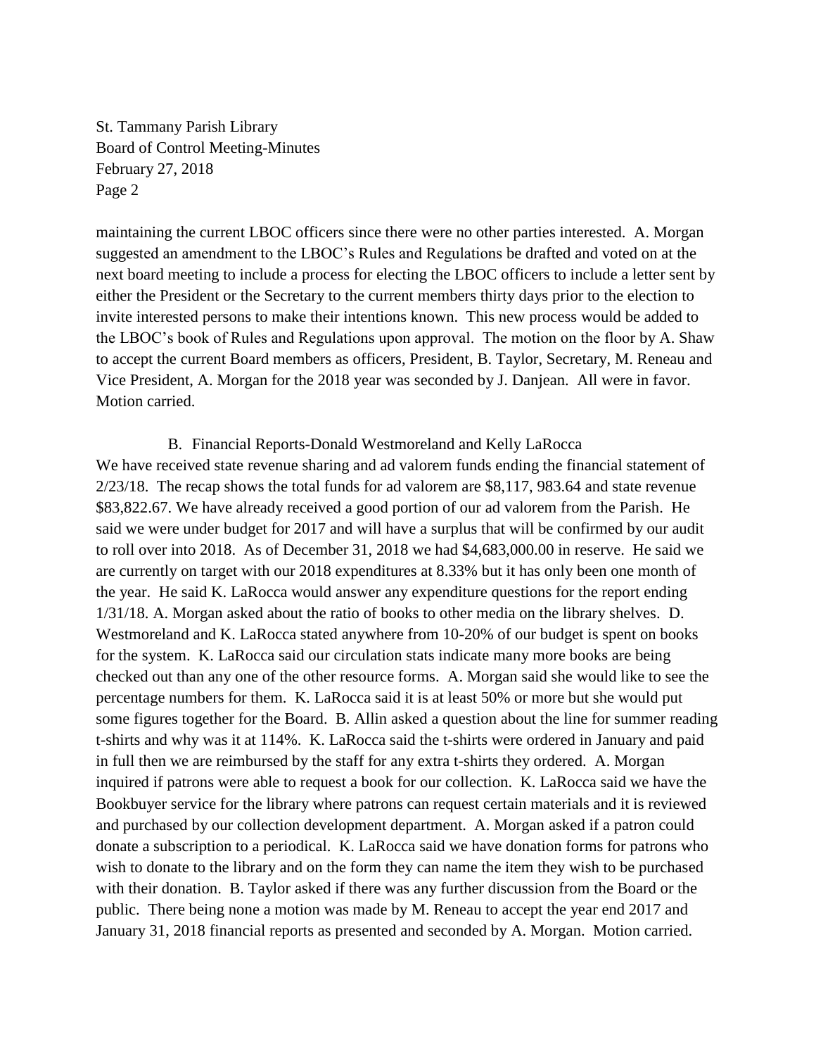maintaining the current LBOC officers since there were no other parties interested. A. Morgan suggested an amendment to the LBOC's Rules and Regulations be drafted and voted on at the next board meeting to include a process for electing the LBOC officers to include a letter sent by either the President or the Secretary to the current members thirty days prior to the election to invite interested persons to make their intentions known. This new process would be added to the LBOC's book of Rules and Regulations upon approval. The motion on the floor by A. Shaw to accept the current Board members as officers, President, B. Taylor, Secretary, M. Reneau and Vice President, A. Morgan for the 2018 year was seconded by J. Danjean. All were in favor. Motion carried.

B. Financial Reports-Donald Westmoreland and Kelly LaRocca

We have received state revenue sharing and ad valorem funds ending the financial statement of 2/23/18. The recap shows the total funds for ad valorem are $8,117, 983.64 and state revenue $83,822.67. We have already received a good portion of our ad valorem from the Parish. He said we were under budget for 2017 and will have a surplus that will be confirmed by our audit to roll over into 2018. As of December 31, 2018 we had $4,683,000.00 in reserve. He said we are currently on target with our 2018 expenditures at 8.33% but it has only been one month of the year. He said K. LaRocca would answer any expenditure questions for the report ending 1/31/18. A. Morgan asked about the ratio of books to other media on the library shelves. D. Westmoreland and K. LaRocca stated anywhere from 10-20% of our budget is spent on books for the system. K. LaRocca said our circulation stats indicate many more books are being checked out than any one of the other resource forms. A. Morgan said she would like to see the percentage numbers for them. K. LaRocca said it is at least 50% or more but she would put some figures together for the Board. B. Allin asked a question about the line for summer reading t-shirts and why was it at 114%. K. LaRocca said the t-shirts were ordered in January and paid in full then we are reimbursed by the staff for any extra t-shirts they ordered. A. Morgan inquired if patrons were able to request a book for our collection. K. LaRocca said we have the Bookbuyer service for the library where patrons can request certain materials and it is reviewed and purchased by our collection development department. A. Morgan asked if a patron could donate a subscription to a periodical. K. LaRocca said we have donation forms for patrons who wish to donate to the library and on the form they can name the item they wish to be purchased with their donation. B. Taylor asked if there was any further discussion from the Board or the public. There being none a motion was made by M. Reneau to accept the year end 2017 and January 31, 2018 financial reports as presented and seconded by A. Morgan. Motion carried.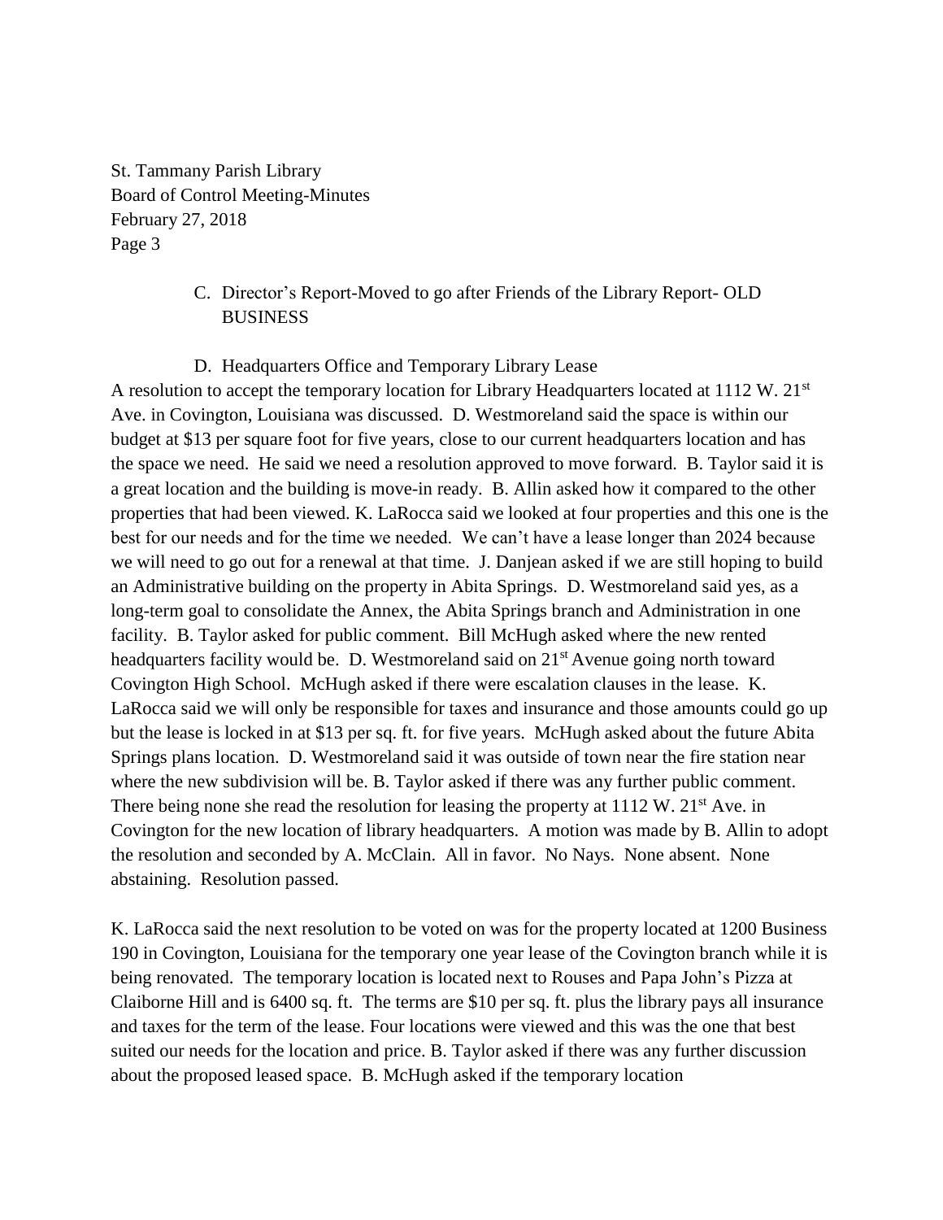C. Director's Report-Moved to go after Friends of the Library Report- OLD BUSINESS

D. Headquarters Office and Temporary Library Lease

A resolution to accept the temporary location for Library Headquarters located at 1112 W. 21st Ave. in Covington, Louisiana was discussed. D. Westmoreland said the space is within our budget at $13 per square foot for five years, close to our current headquarters location and has the space we need. He said we need a resolution approved to move forward. B. Taylor said it is a great location and the building is move-in ready. B. Allin asked how it compared to the other properties that had been viewed. K. LaRocca said we looked at four properties and this one is the best for our needs and for the time we needed. We can't have a lease longer than 2024 because we will need to go out for a renewal at that time. J. Danjean asked if we are still hoping to build an Administrative building on the property in Abita Springs. D. Westmoreland said yes, as a long-term goal to consolidate the Annex, the Abita Springs branch and Administration in one facility. B. Taylor asked for public comment. Bill McHugh asked where the new rented headquarters facility would be. D. Westmoreland said on 21st Avenue going north toward Covington High School. McHugh asked if there were escalation clauses in the lease. K. LaRocca said we will only be responsible for taxes and insurance and those amounts could go up but the lease is locked in at $13 per sq. ft. for five years. McHugh asked about the future Abita Springs plans location. D. Westmoreland said it was outside of town near the fire station near where the new subdivision will be. B. Taylor asked if there was any further public comment. There being none she read the resolution for leasing the property at 1112 W. 21st Ave. in Covington for the new location of library headquarters. A motion was made by B. Allin to adopt the resolution and seconded by A. McClain. All in favor. No Nays. None absent. None abstaining. Resolution passed.

K. LaRocca said the next resolution to be voted on was for the property located at 1200 Business 190 in Covington, Louisiana for the temporary one year lease of the Covington branch while it is being renovated. The temporary location is located next to Rouses and Papa John's Pizza at Claiborne Hill and is 6400 sq. ft. The terms are $10 per sq. ft. plus the library pays all insurance and taxes for the term of the lease. Four locations were viewed and this was the one that best suited our needs for the location and price. B. Taylor asked if there was any further discussion about the proposed leased space. B. McHugh asked if the temporary location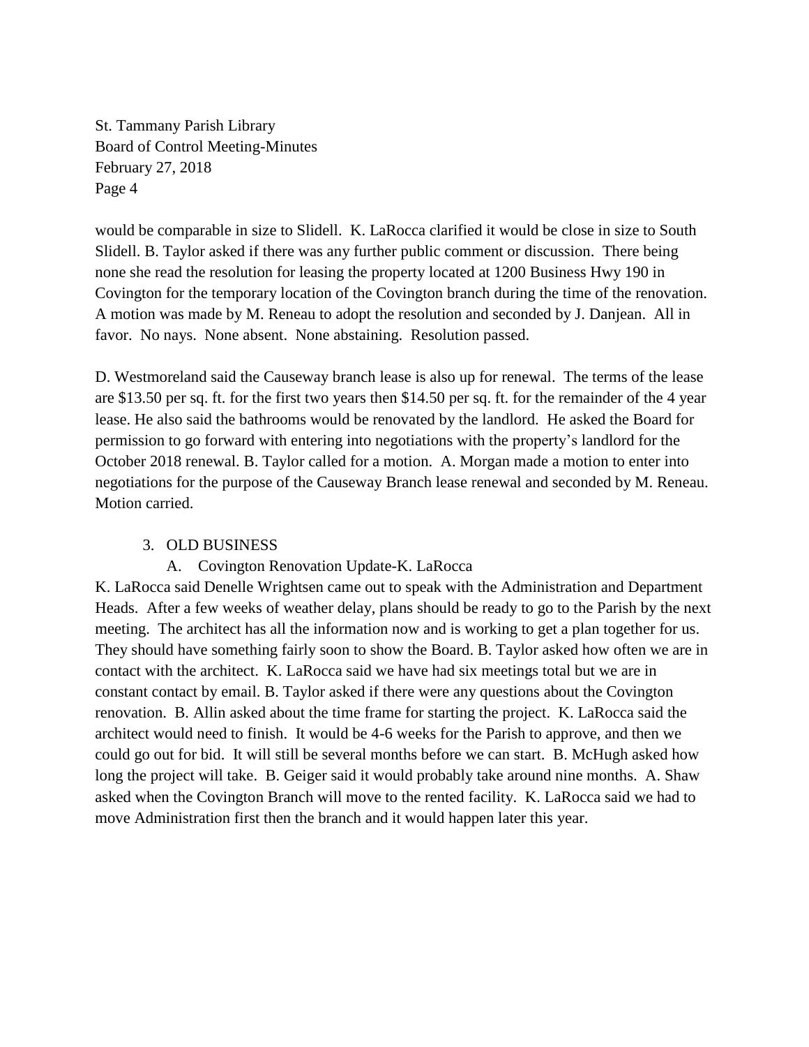would be comparable in size to Slidell. K. LaRocca clarified it would be close in size to South Slidell. B. Taylor asked if there was any further public comment or discussion. There being none she read the resolution for leasing the property located at 1200 Business Hwy 190 in Covington for the temporary location of the Covington branch during the time of the renovation. A motion was made by M. Reneau to adopt the resolution and seconded by J. Danjean. All in favor. No nays. None absent. None abstaining. Resolution passed.

D. Westmoreland said the Causeway branch lease is also up for renewal. The terms of the lease are $13.50 per sq. ft. for the first two years then $14.50 per sq. ft. for the remainder of the 4 year lease. He also said the bathrooms would be renovated by the landlord. He asked the Board for permission to go forward with entering into negotiations with the property's landlord for the October 2018 renewal. B. Taylor called for a motion. A. Morgan made a motion to enter into negotiations for the purpose of the Causeway Branch lease renewal and seconded by M. Reneau. Motion carried.

3. OLD BUSINESS
   A. Covington Renovation Update-K. LaRocca

K. LaRocca said Denelle Wrightsen came out to speak with the Administration and Department Heads. After a few weeks of weather delay, plans should be ready to go to the Parish by the next meeting. The architect has all the information now and is working to get a plan together for us. They should have something fairly soon to show the Board. B. Taylor asked how often we are in contact with the architect. K. LaRocca said we have had six meetings total but we are in constant contact by email. B. Taylor asked if there were any questions about the Covington renovation. B. Allin asked about the time frame for starting the project. K. LaRocca said the architect would need to finish. It would be 4-6 weeks for the Parish to approve, and then we could go out for bid. It will still be several months before we can start. B. McHugh asked how long the project will take. B. Geiger said it would probably take around nine months. A. Shaw asked when the Covington Branch will move to the rented facility. K. LaRocca said we had to move Administration first then the branch and it would happen later this year.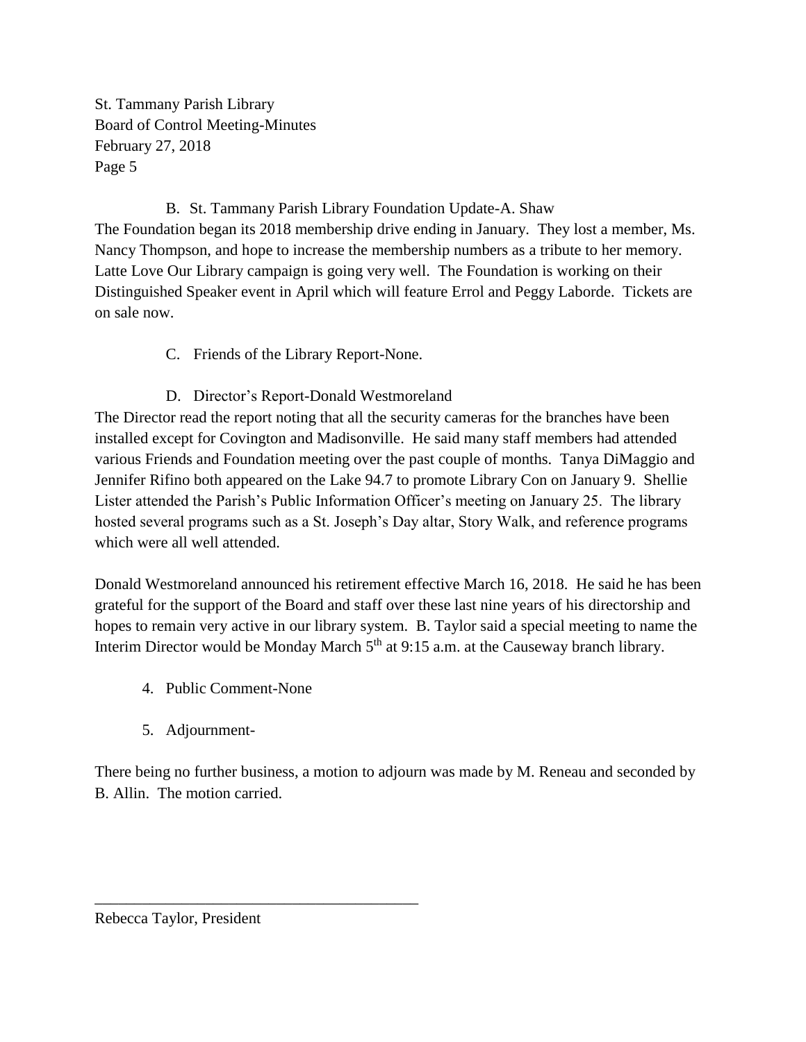B. St. Tammany Parish Library Foundation Update-A. Shaw

The Foundation began its 2018 membership drive ending in January. They lost a member, Ms. Nancy Thompson, and hope to increase the membership numbers as a tribute to her memory. Latte Love Our Library campaign is going very well. The Foundation is working on their Distinguished Speaker event in April which will feature Errol and Peggy Laborde. Tickets are on sale now.

C. Friends of the Library Report-None.

D. Director's Report-Donald Westmoreland

The Director read the report noting that all the security cameras for the branches have been installed except for Covington and Madisonville. He said many staff members had attended various Friends and Foundation meeting over the past couple of months. Tanya DiMaggio and Jennifer Rifino both appeared on the Lake 94.7 to promote Library Con on January 9. Shellie Lister attended the Parish's Public Information Officer's meeting on January 25. The library hosted several programs such as a St. Joseph's Day altar, Story Walk, and reference programs which were all well attended.

Donald Westmoreland announced his retirement effective March 16, 2018. He said he has been grateful for the support of the Board and staff over these last nine years of his directorship and hopes to remain very active in our library system. B. Taylor said a special meeting to name the Interim Director would be Monday March 5th at 9:15 a.m. at the Causeway branch library.

4. Public Comment-None

5. Adjournment-

There being no further business, a motion to adjourn was made by M. Reneau and seconded by B. Allin. The motion carried.

\_\_\_\_\_\_\_\_\_\_\_\_\_\_\_\_\_\_\_\_\_\_\_\_\_\_\_\_\_\_\_\_\_\_\_\_\_\_\_\_

Rebecca Taylor, President